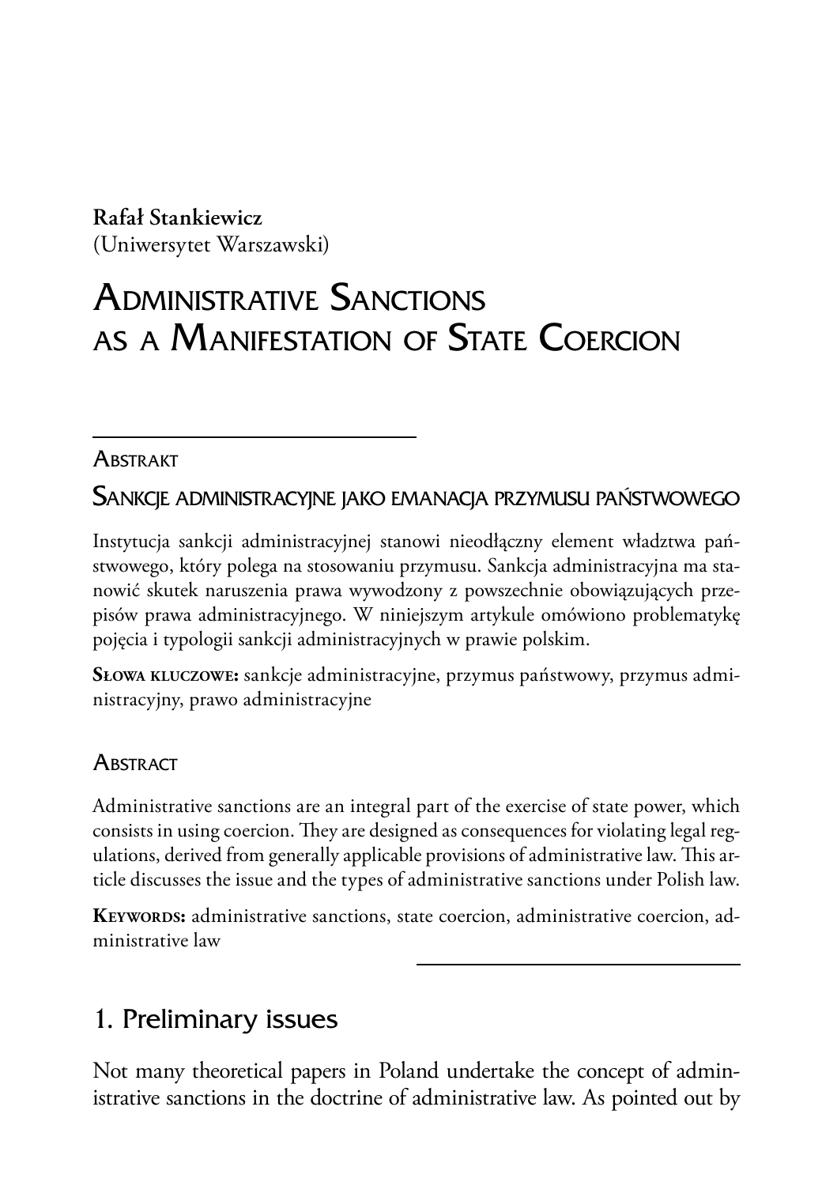**Rafał Stankiewicz**
(Uniwersytet Warszawski)

# Administrative Sanctions as a Manifestation of State Coercion

## Abstrakt

### Sankcje administracyjne jako emanacja przymusu państwowego

Instytucja sankcji administracyjnej stanowi nieodłączny element władztwa państwowego, który polega na stosowaniu przymusu. Sankcja administracyjna ma stanowić skutek naruszenia prawa wywodzony z powszechnie obowiązujących przepisów prawa administracyjnego. W niniejszym artykule omówiono problematykę pojęcia i typologii sankcji administracyjnych w prawie polskim.

**Słowa kluczowe:** sankcje administracyjne, przymus państwowy, przymus administracyjny, prawo administracyjne

## Abstract

Administrative sanctions are an integral part of the exercise of state power, which consists in using coercion. They are designed as consequences for violating legal regulations, derived from generally applicable provisions of administrative law. This article discusses the issue and the types of administrative sanctions under Polish law.

**Keywords:** administrative sanctions, state coercion, administrative coercion, administrative law

## 1. Preliminary issues

Not many theoretical papers in Poland undertake the concept of administrative sanctions in the doctrine of administrative law. As pointed out by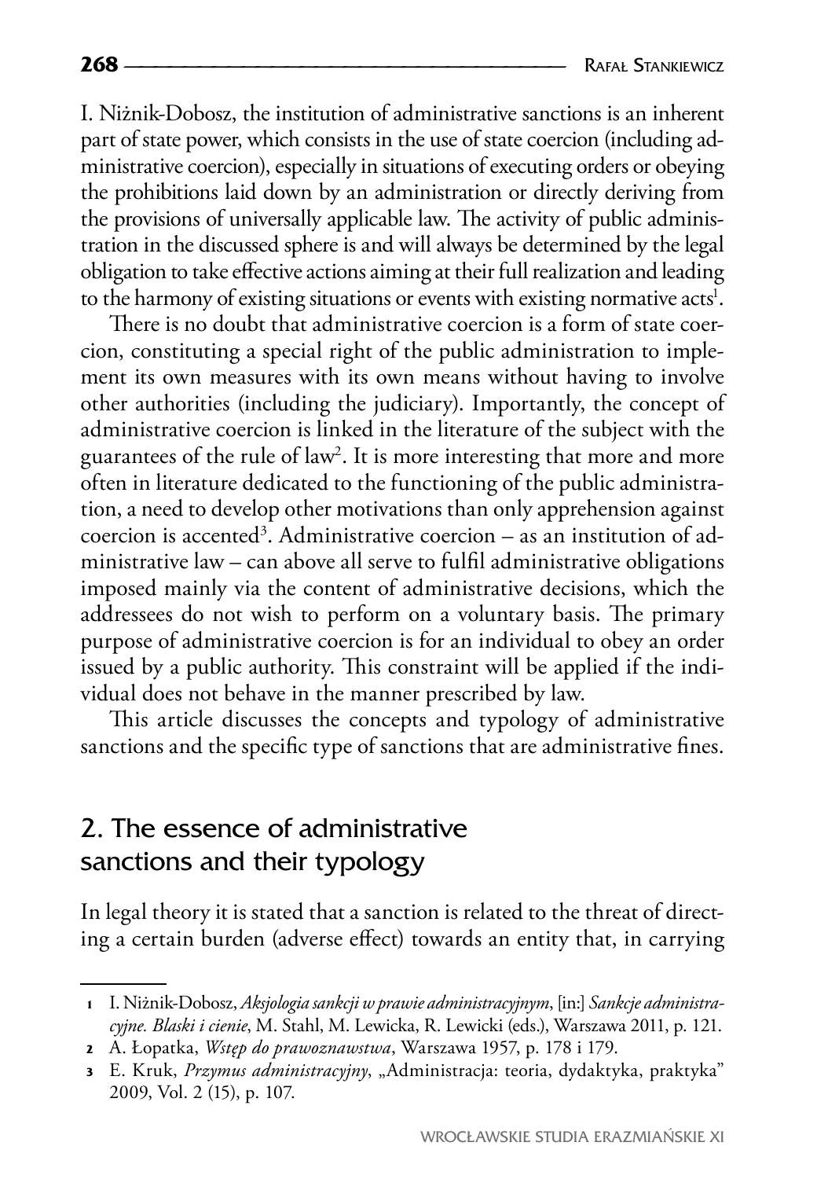I. Niżnik-Dobosz, the institution of administrative sanctions is an inherent part of state power, which consists in the use of state coercion (including administrative coercion), especially in situations of executing orders or obeying the prohibitions laid down by an administration or directly deriving from the provisions of universally applicable law. The activity of public administration in the discussed sphere is and will always be determined by the legal obligation to take effective actions aiming at their full realization and leading to the harmony of existing situations or events with existing normative acts[1].

There is no doubt that administrative coercion is a form of state coercion, constituting a special right of the public administration to implement its own measures with its own means without having to involve other authorities (including the judiciary). Importantly, the concept of administrative coercion is linked in the literature of the subject with the guarantees of the rule of law[2]. It is more interesting that more and more often in literature dedicated to the functioning of the public administration, a need to develop other motivations than only apprehension against coercion is accented[3]. Administrative coercion – as an institution of administrative law – can above all serve to fulfil administrative obligations imposed mainly via the content of administrative decisions, which the addressees do not wish to perform on a voluntary basis. The primary purpose of administrative coercion is for an individual to obey an order issued by a public authority. This constraint will be applied if the individual does not behave in the manner prescribed by law.

This article discusses the concepts and typology of administrative sanctions and the specific type of sanctions that are administrative fines.

## 2. The essence of administrative sanctions and their typology

In legal theory it is stated that a sanction is related to the threat of directing a certain burden (adverse effect) towards an entity that, in carrying

---

1 I. Niżnik-Dobosz, *Aksjologia sankcji w prawie administracyjnym*, [in:] *Sankcje administracyjne. Blaski i cienie*, M. Stahl, M. Lewicka, R. Lewicki (eds.), Warszawa 2011, p. 121.

2 A. Łopatka, *Wstęp do prawoznawstwa*, Warszawa 1957, p. 178 i 179.

3 E. Kruk, *Przymus administracyjny*, „Administracja: teoria, dydaktyka, praktyka" 2009, Vol. 2 (15), p. 107.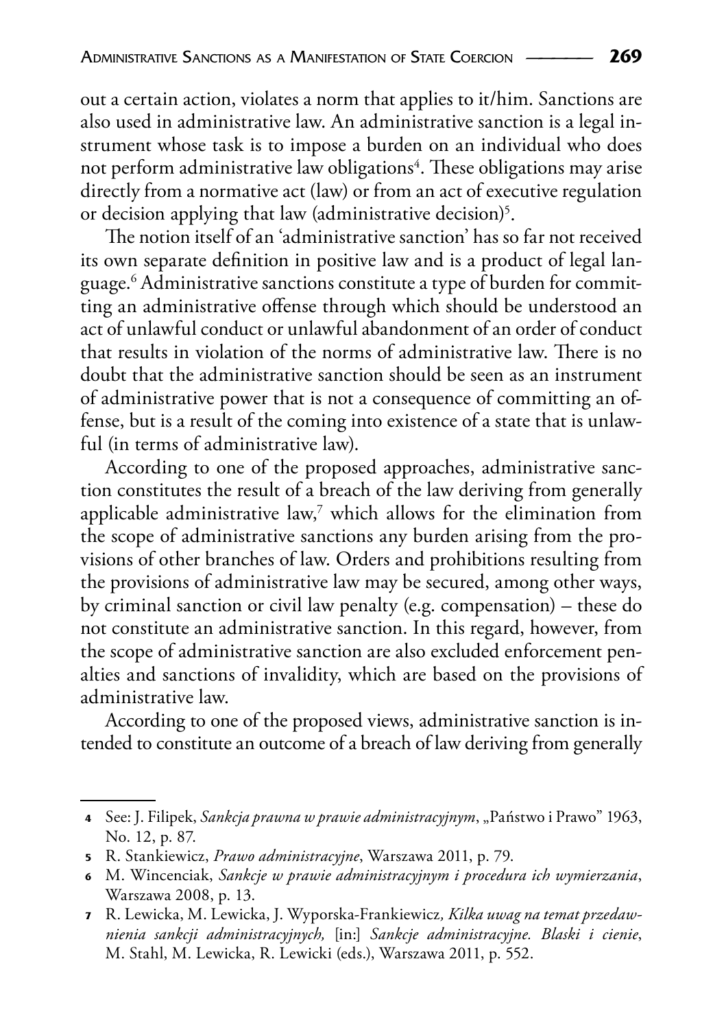out a certain action, violates a norm that applies to it/him. Sanctions are also used in administrative law. An administrative sanction is a legal instrument whose task is to impose a burden on an individual who does not perform administrative law obligations[4]. These obligations may arise directly from a normative act (law) or from an act of executive regulation or decision applying that law (administrative decision)[5].

The notion itself of an 'administrative sanction' has so far not received its own separate definition in positive law and is a product of legal language.[6] Administrative sanctions constitute a type of burden for committing an administrative offense through which should be understood an act of unlawful conduct or unlawful abandonment of an order of conduct that results in violation of the norms of administrative law. There is no doubt that the administrative sanction should be seen as an instrument of administrative power that is not a consequence of committing an offense, but is a result of the coming into existence of a state that is unlawful (in terms of administrative law).

According to one of the proposed approaches, administrative sanction constitutes the result of a breach of the law deriving from generally applicable administrative law,[7] which allows for the elimination from the scope of administrative sanctions any burden arising from the provisions of other branches of law. Orders and prohibitions resulting from the provisions of administrative law may be secured, among other ways, by criminal sanction or civil law penalty (e.g. compensation) – these do not constitute an administrative sanction. In this regard, however, from the scope of administrative sanction are also excluded enforcement penalties and sanctions of invalidity, which are based on the provisions of administrative law.

According to one of the proposed views, administrative sanction is intended to constitute an outcome of a breach of law deriving from generally

---

4 See: J. Filipek, *Sankcja prawna w prawie administracyjnym*, „Państwo i Prawo" 1963, No. 12, p. 87.

5 R. Stankiewicz, *Prawo administracyjne*, Warszawa 2011, p. 79.

6 M. Wincenciak, *Sankcje w prawie administracyjnym i procedura ich wymierzania*, Warszawa 2008, p. 13.

7 R. Lewicka, M. Lewicka, J. Wyporska-Frankiewicz*, Kilka uwag na temat przedawnienia sankcji administracyjnych,* [in:] *Sankcje administracyjne. Blaski i cienie*, M. Stahl, M. Lewicka, R. Lewicki (eds.), Warszawa 2011, p. 552.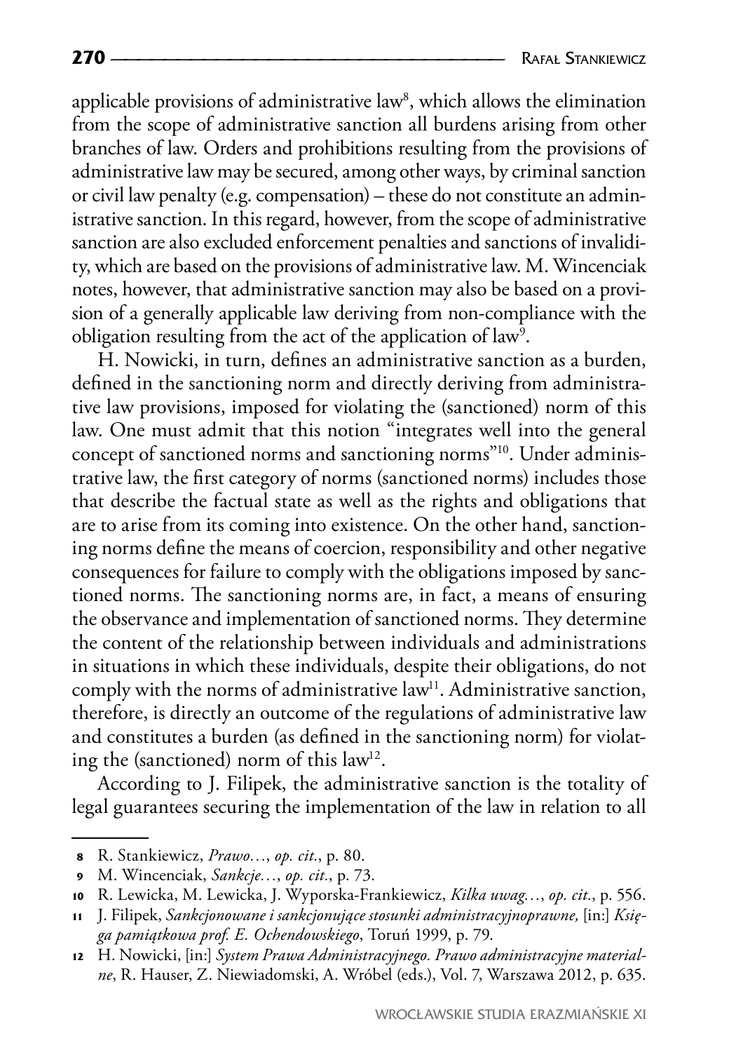applicable provisions of administrative law[8], which allows the elimination from the scope of administrative sanction all burdens arising from other branches of law. Orders and prohibitions resulting from the provisions of administrative law may be secured, among other ways, by criminal sanction or civil law penalty (e.g. compensation) – these do not constitute an administrative sanction. In this regard, however, from the scope of administrative sanction are also excluded enforcement penalties and sanctions of invalidity, which are based on the provisions of administrative law. M. Wincenciak notes, however, that administrative sanction may also be based on a provision of a generally applicable law deriving from non-compliance with the obligation resulting from the act of the application of law[9].

H. Nowicki, in turn, defines an administrative sanction as a burden, defined in the sanctioning norm and directly deriving from administrative law provisions, imposed for violating the (sanctioned) norm of this law. One must admit that this notion "integrates well into the general concept of sanctioned norms and sanctioning norms"[10]. Under administrative law, the first category of norms (sanctioned norms) includes those that describe the factual state as well as the rights and obligations that are to arise from its coming into existence. On the other hand, sanctioning norms define the means of coercion, responsibility and other negative consequences for failure to comply with the obligations imposed by sanctioned norms. The sanctioning norms are, in fact, a means of ensuring the observance and implementation of sanctioned norms. They determine the content of the relationship between individuals and administrations in situations in which these individuals, despite their obligations, do not comply with the norms of administrative law[11]. Administrative sanction, therefore, is directly an outcome of the regulations of administrative law and constitutes a burden (as defined in the sanctioning norm) for violating the (sanctioned) norm of this law[12].

According to J. Filipek, the administrative sanction is the totality of legal guarantees securing the implementation of the law in relation to all

---

8 R. Stankiewicz, *Prawo…*, *op. cit.*, p. 80.

9 M. Wincenciak, *Sankcje…*, *op. cit.*, p. 73.

10 R. Lewicka, M. Lewicka, J. Wyporska-Frankiewicz, *Kilka uwag…*, *op. cit.*, p. 556.

11 J. Filipek, *Sankcjonowane i sankcjonujące stosunki administracyjnoprawne,* [in:] *Księga pamiątkowa prof. E. Ochendowskiego*, Toruń 1999, p. 79.

12 H. Nowicki, [in:] *System Prawa Administracyjnego. Prawo administracyjne materialne*, R. Hauser, Z. Niewiadomski, A. Wróbel (eds.), Vol. 7, Warszawa 2012, p. 635.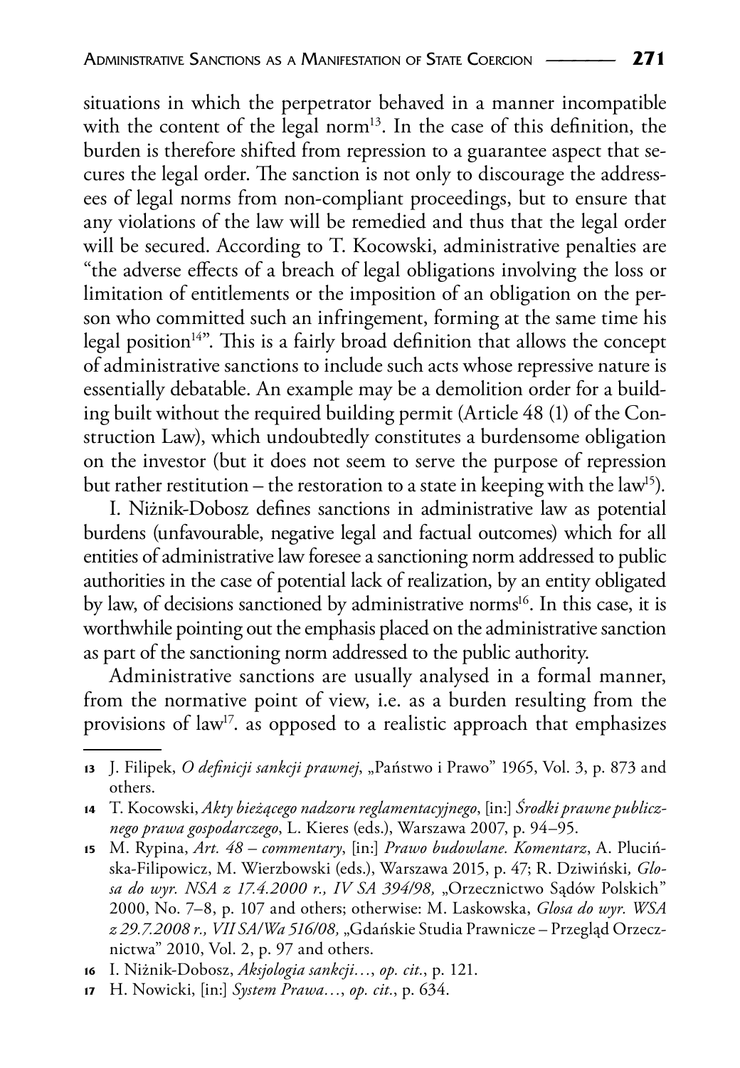situations in which the perpetrator behaved in a manner incompatible with the content of the legal norm[13]. In the case of this definition, the burden is therefore shifted from repression to a guarantee aspect that secures the legal order. The sanction is not only to discourage the addressees of legal norms from non-compliant proceedings, but to ensure that any violations of the law will be remedied and thus that the legal order will be secured. According to T. Kocowski, administrative penalties are "the adverse effects of a breach of legal obligations involving the loss or limitation of entitlements or the imposition of an obligation on the person who committed such an infringement, forming at the same time his legal position[14]". This is a fairly broad definition that allows the concept of administrative sanctions to include such acts whose repressive nature is essentially debatable. An example may be a demolition order for a building built without the required building permit (Article 48 (1) of the Construction Law), which undoubtedly constitutes a burdensome obligation on the investor (but it does not seem to serve the purpose of repression but rather restitution – the restoration to a state in keeping with the law[15]).

I. Niżnik-Dobosz defines sanctions in administrative law as potential burdens (unfavourable, negative legal and factual outcomes) which for all entities of administrative law foresee a sanctioning norm addressed to public authorities in the case of potential lack of realization, by an entity obligated by law, of decisions sanctioned by administrative norms[16]. In this case, it is worthwhile pointing out the emphasis placed on the administrative sanction as part of the sanctioning norm addressed to the public authority.

Administrative sanctions are usually analysed in a formal manner, from the normative point of view, i.e. as a burden resulting from the provisions of law[17]. as opposed to a realistic approach that emphasizes

---

13 J. Filipek, *O definicji sankcji prawnej*, „Państwo i Prawo" 1965, Vol. 3, p. 873 and others.

14 T. Kocowski, *Akty bieżącego nadzoru reglamentacyjnego*, [in:] *Środki prawne publicznego prawa gospodarczego*, L. Kieres (eds.), Warszawa 2007, p. 94–95.

15 M. Rypina, *Art. 48 – commentary*, [in:] *Prawo budowlane. Komentarz*, A. Plucińska-Filipowicz, M. Wierzbowski (eds.), Warszawa 2015, p. 47; R. Dziwiński*, Glosa do wyr. NSA z 17.4.2000 r., IV SA 394/98,* „Orzecznictwo Sądów Polskich" 2000, No. 7–8, p. 107 and others; otherwise: M. Laskowska, *Glosa do wyr. WSA z 29.7.2008 r., VII SA/Wa 516/08,* „Gdańskie Studia Prawnicze – Przegląd Orzecznictwa" 2010, Vol. 2, p. 97 and others.

16 I. Niżnik-Dobosz, *Aksjologia sankcji…*, *op. cit.*, p. 121.

17 H. Nowicki, [in:] *System Prawa…*, *op. cit.*, p. 634.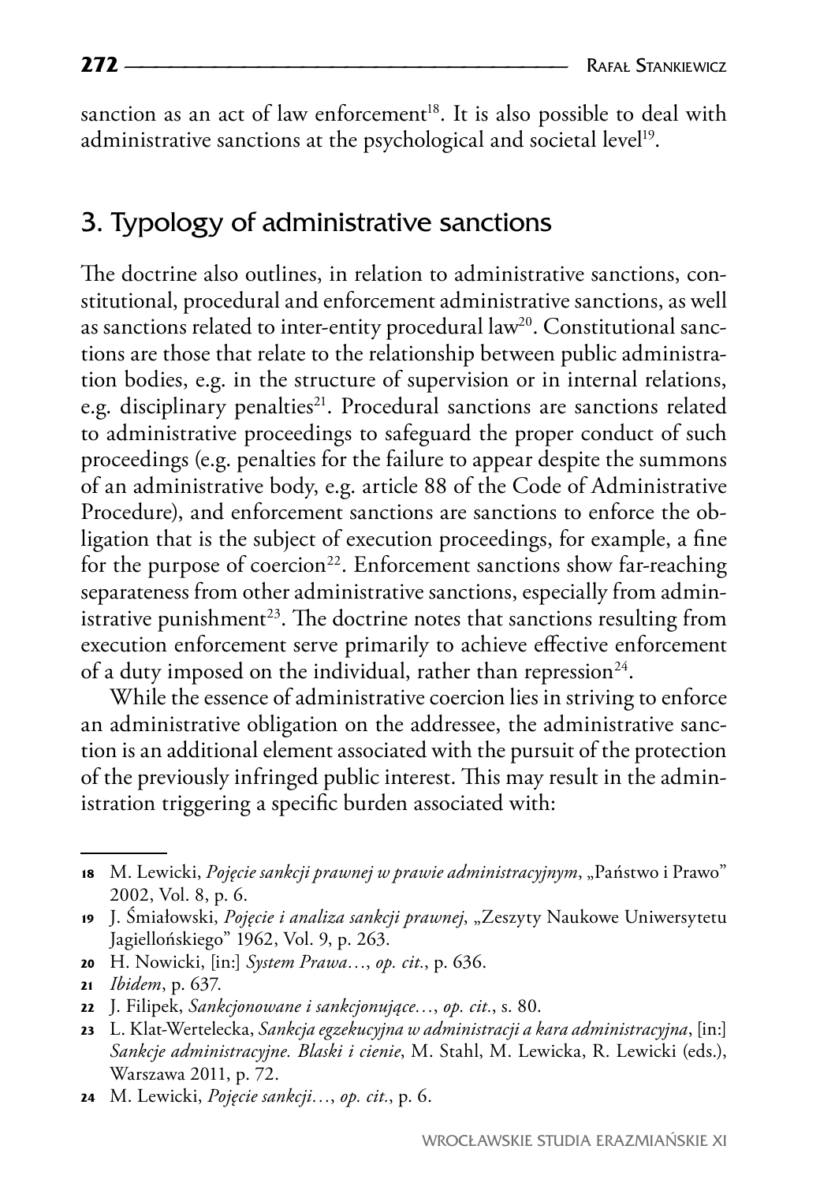sanction as an act of law enforcement[18]. It is also possible to deal with administrative sanctions at the psychological and societal level[19].

## 3. Typology of administrative sanctions

The doctrine also outlines, in relation to administrative sanctions, constitutional, procedural and enforcement administrative sanctions, as well as sanctions related to inter-entity procedural law[20]. Constitutional sanctions are those that relate to the relationship between public administration bodies, e.g. in the structure of supervision or in internal relations, e.g. disciplinary penalties[21]. Procedural sanctions are sanctions related to administrative proceedings to safeguard the proper conduct of such proceedings (e.g. penalties for the failure to appear despite the summons of an administrative body, e.g. article 88 of the Code of Administrative Procedure), and enforcement sanctions are sanctions to enforce the obligation that is the subject of execution proceedings, for example, a fine for the purpose of coercion[22]. Enforcement sanctions show far-reaching separateness from other administrative sanctions, especially from administrative punishment[23]. The doctrine notes that sanctions resulting from execution enforcement serve primarily to achieve effective enforcement of a duty imposed on the individual, rather than repression[24].

While the essence of administrative coercion lies in striving to enforce an administrative obligation on the addressee, the administrative sanction is an additional element associated with the pursuit of the protection of the previously infringed public interest. This may result in the administration triggering a specific burden associated with:

---

18 M. Lewicki, *Pojęcie sankcji prawnej w prawie administracyjnym*, „Państwo i Prawo" 2002, Vol. 8, p. 6.

19 J. Śmiałowski, *Pojęcie i analiza sankcji prawnej*, „Zeszyty Naukowe Uniwersytetu Jagiellońskiego" 1962, Vol. 9, p. 263.

20 H. Nowicki, [in:] *System Prawa…*, *op. cit.*, p. 636.

21 *Ibidem*, p. 637.

22 J. Filipek, *Sankcjonowane i sankcjonujące…*, *op. cit.*, s. 80.

23 L. Klat-Wertelecka, *Sankcja egzekucyjna w administracji a kara administracyjna*, [in:] *Sankcje administracyjne. Blaski i cienie*, M. Stahl, M. Lewicka, R. Lewicki (eds.), Warszawa 2011, p. 72.

24 M. Lewicki, *Pojęcie sankcji…*, *op. cit.*, p. 6.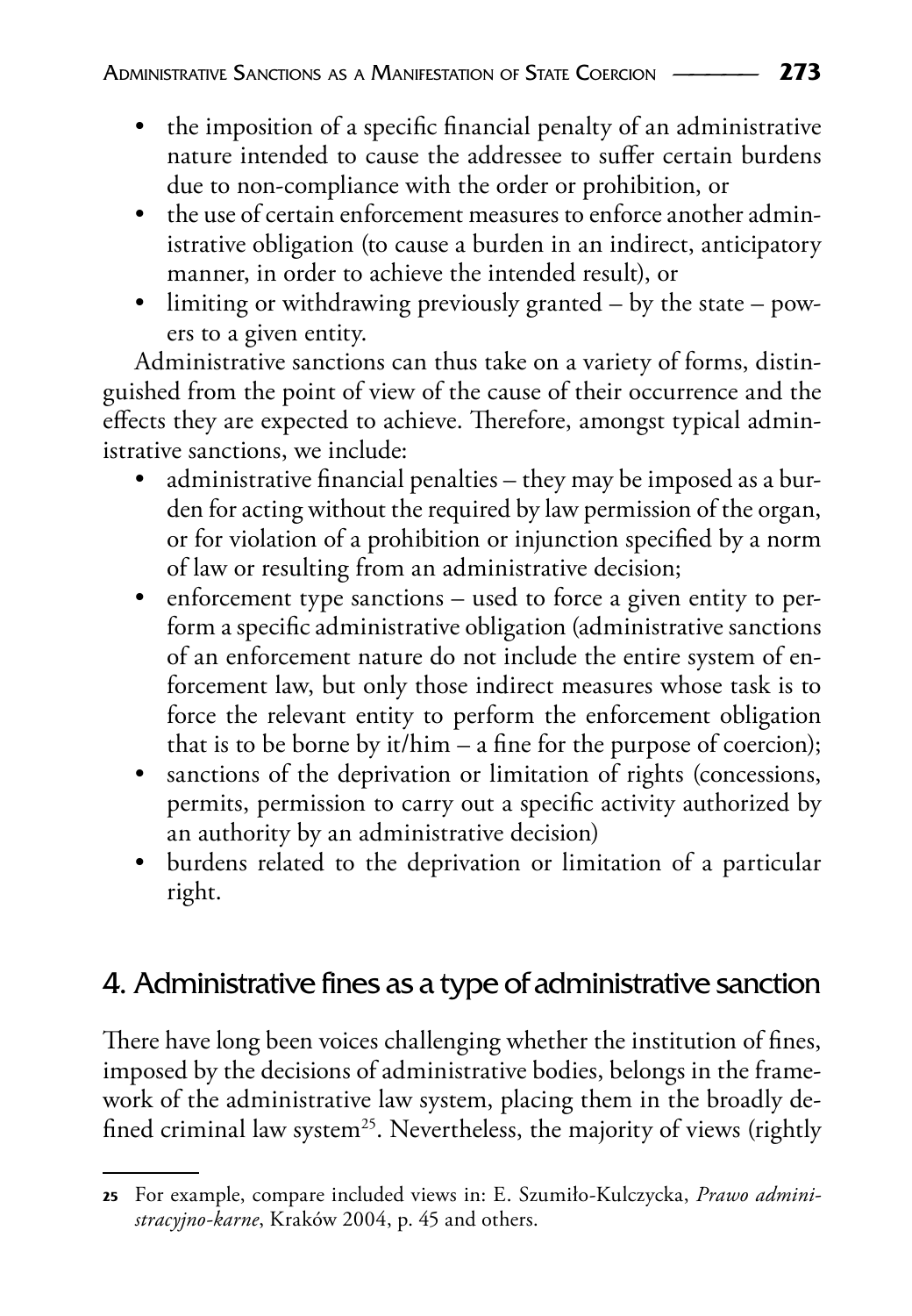- the imposition of a specific financial penalty of an administrative nature intended to cause the addressee to suffer certain burdens due to non-compliance with the order or prohibition, or
- the use of certain enforcement measures to enforce another administrative obligation (to cause a burden in an indirect, anticipatory manner, in order to achieve the intended result), or
- limiting or withdrawing previously granted – by the state – powers to a given entity.

Administrative sanctions can thus take on a variety of forms, distinguished from the point of view of the cause of their occurrence and the effects they are expected to achieve. Therefore, amongst typical administrative sanctions, we include:

- administrative financial penalties – they may be imposed as a burden for acting without the required by law permission of the organ, or for violation of a prohibition or injunction specified by a norm of law or resulting from an administrative decision;
- enforcement type sanctions – used to force a given entity to perform a specific administrative obligation (administrative sanctions of an enforcement nature do not include the entire system of enforcement law, but only those indirect measures whose task is to force the relevant entity to perform the enforcement obligation that is to be borne by it/him – a fine for the purpose of coercion);
- sanctions of the deprivation or limitation of rights (concessions, permits, permission to carry out a specific activity authorized by an authority by an administrative decision)
- burdens related to the deprivation or limitation of a particular right.

## 4. Administrative fines as a type of administrative sanction

There have long been voices challenging whether the institution of fines, imposed by the decisions of administrative bodies, belongs in the framework of the administrative law system, placing them in the broadly defined criminal law system[25]. Nevertheless, the majority of views (rightly

---

[25] For example, compare included views in: E. Szumiło-Kulczycka, *Prawo administracyjno-karne*, Kraków 2004, p. 45 and others.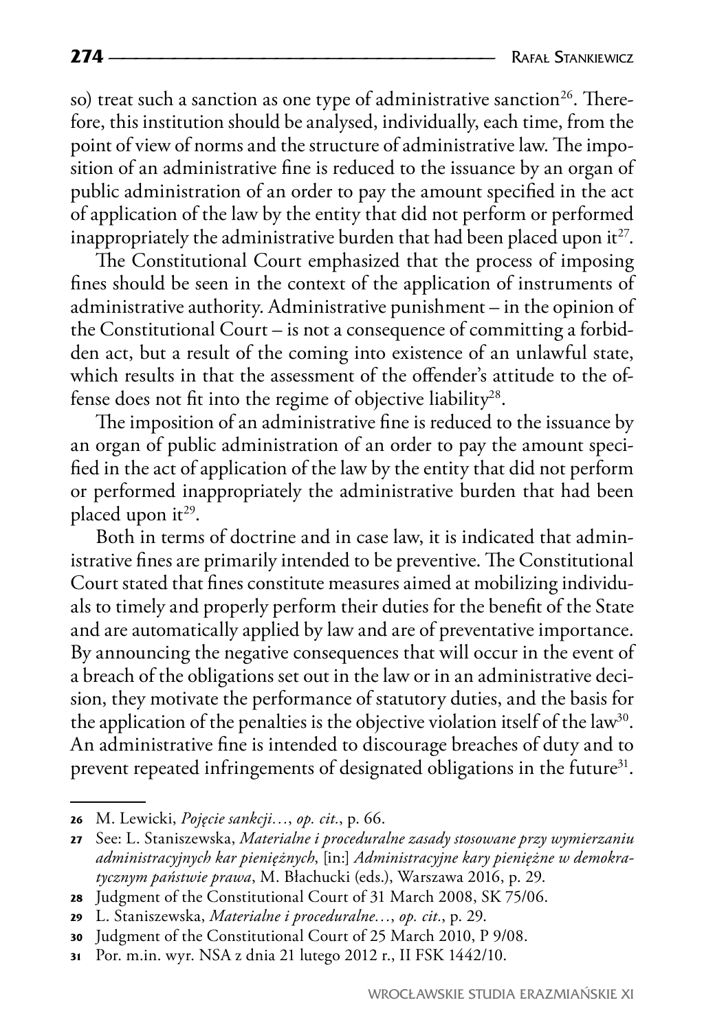so) treat such a sanction as one type of administrative sanction[26]. Therefore, this institution should be analysed, individually, each time, from the point of view of norms and the structure of administrative law. The imposition of an administrative fine is reduced to the issuance by an organ of public administration of an order to pay the amount specified in the act of application of the law by the entity that did not perform or performed inappropriately the administrative burden that had been placed upon it[27].

The Constitutional Court emphasized that the process of imposing fines should be seen in the context of the application of instruments of administrative authority. Administrative punishment – in the opinion of the Constitutional Court – is not a consequence of committing a forbidden act, but a result of the coming into existence of an unlawful state, which results in that the assessment of the offender's attitude to the offense does not fit into the regime of objective liability[28].

The imposition of an administrative fine is reduced to the issuance by an organ of public administration of an order to pay the amount specified in the act of application of the law by the entity that did not perform or performed inappropriately the administrative burden that had been placed upon it[29].

Both in terms of doctrine and in case law, it is indicated that administrative fines are primarily intended to be preventive. The Constitutional Court stated that fines constitute measures aimed at mobilizing individuals to timely and properly perform their duties for the benefit of the State and are automatically applied by law and are of preventative importance. By announcing the negative consequences that will occur in the event of a breach of the obligations set out in the law or in an administrative decision, they motivate the performance of statutory duties, and the basis for the application of the penalties is the objective violation itself of the law[30]. An administrative fine is intended to discourage breaches of duty and to prevent repeated infringements of designated obligations in the future[31].

---

26 M. Lewicki, *Pojęcie sankcji…*, *op. cit.*, p. 66.

27 See: L. Staniszewska, *Materialne i proceduralne zasady stosowane przy wymierzaniu administracyjnych kar pieniężnych*, [in:] *Administracyjne kary pieniężne w demokratycznym państwie prawa*, M. Błachucki (eds.), Warszawa 2016, p. 29.

28 Judgment of the Constitutional Court of 31 March 2008, SK 75/06.

29 L. Staniszewska, *Materialne i proceduralne…*, *op. cit.*, p. 29.

30 Judgment of the Constitutional Court of 25 March 2010, P 9/08.

31 Por. m.in. wyr. NSA z dnia 21 lutego 2012 r., II FSK 1442/10.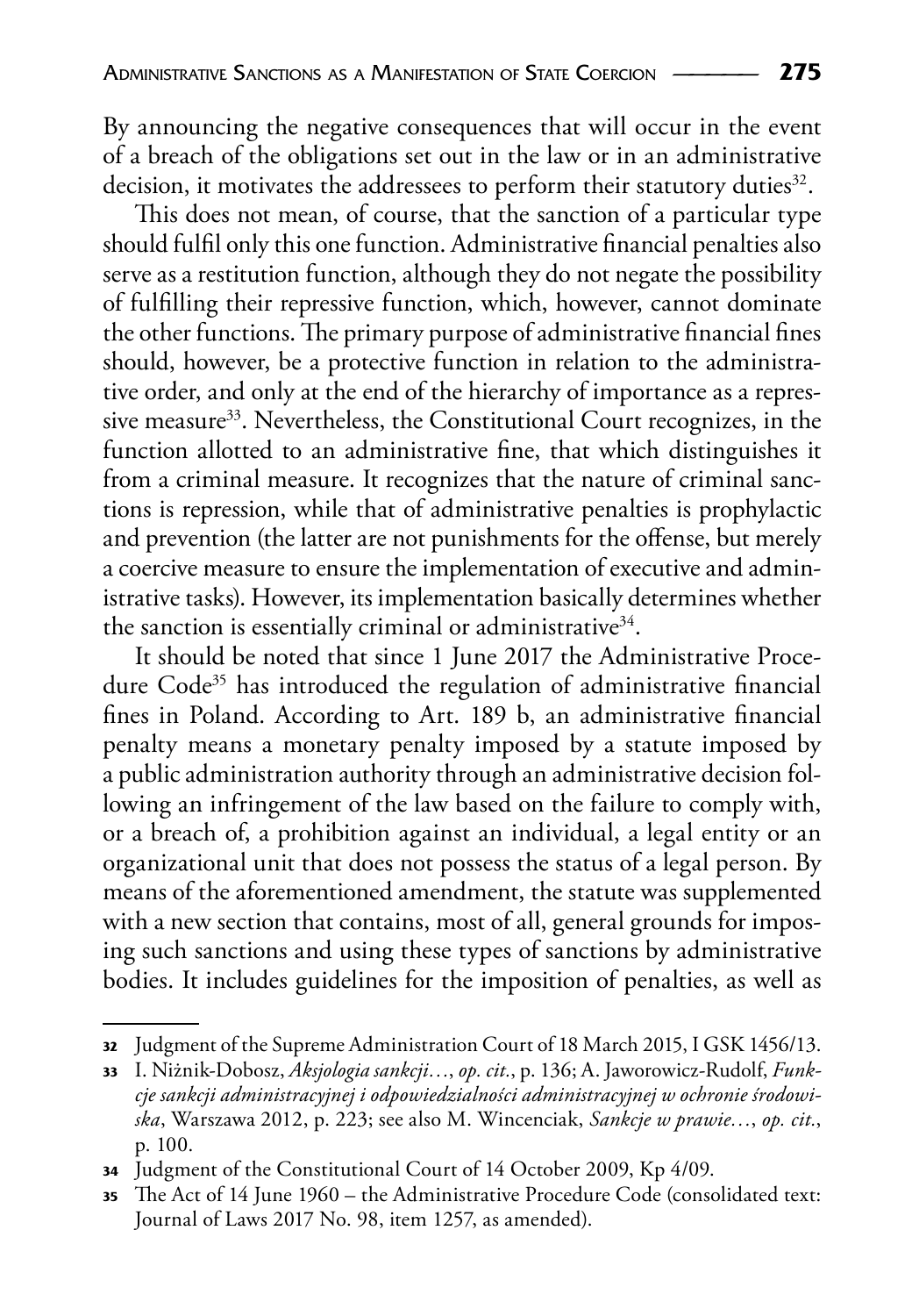By announcing the negative consequences that will occur in the event of a breach of the obligations set out in the law or in an administrative decision, it motivates the addressees to perform their statutory duties[32].

This does not mean, of course, that the sanction of a particular type should fulfil only this one function. Administrative financial penalties also serve as a restitution function, although they do not negate the possibility of fulfilling their repressive function, which, however, cannot dominate the other functions. The primary purpose of administrative financial fines should, however, be a protective function in relation to the administrative order, and only at the end of the hierarchy of importance as a repressive measure[33]. Nevertheless, the Constitutional Court recognizes, in the function allotted to an administrative fine, that which distinguishes it from a criminal measure. It recognizes that the nature of criminal sanctions is repression, while that of administrative penalties is prophylactic and prevention (the latter are not punishments for the offense, but merely a coercive measure to ensure the implementation of executive and administrative tasks). However, its implementation basically determines whether the sanction is essentially criminal or administrative[34].

It should be noted that since 1 June 2017 the Administrative Procedure Code[35] has introduced the regulation of administrative financial fines in Poland. According to Art. 189 b, an administrative financial penalty means a monetary penalty imposed by a statute imposed by a public administration authority through an administrative decision following an infringement of the law based on the failure to comply with, or a breach of, a prohibition against an individual, a legal entity or an organizational unit that does not possess the status of a legal person. By means of the aforementioned amendment, the statute was supplemented with a new section that contains, most of all, general grounds for imposing such sanctions and using these types of sanctions by administrative bodies. It includes guidelines for the imposition of penalties, as well as

---

32 Judgment of the Supreme Administration Court of 18 March 2015, I GSK 1456/13.

33 I. Niżnik-Dobosz, *Aksjologia sankcji…*, *op. cit.*, p. 136; A. Jaworowicz-Rudolf, *Funkcje sankcji administracyjnej i odpowiedzialności administracyjnej w ochronie środowiska*, Warszawa 2012, p. 223; see also M. Wincenciak, *Sankcje w prawie…*, *op. cit.*, p. 100.

34 Judgment of the Constitutional Court of 14 October 2009, Kp 4/09.

35 The Act of 14 June 1960 – the Administrative Procedure Code (consolidated text: Journal of Laws 2017 No. 98, item 1257, as amended).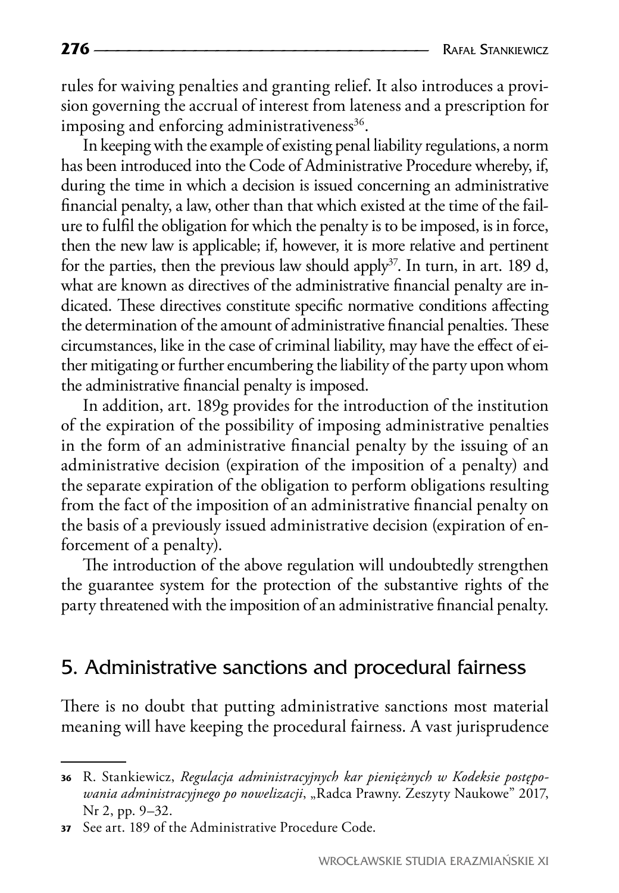rules for waiving penalties and granting relief. It also introduces a provision governing the accrual of interest from lateness and a prescription for imposing and enforcing administrativeness[36].

In keeping with the example of existing penal liability regulations, a norm has been introduced into the Code of Administrative Procedure whereby, if, during the time in which a decision is issued concerning an administrative financial penalty, a law, other than that which existed at the time of the failure to fulfil the obligation for which the penalty is to be imposed, is in force, then the new law is applicable; if, however, it is more relative and pertinent for the parties, then the previous law should apply[37]. In turn, in art. 189 d, what are known as directives of the administrative financial penalty are indicated. These directives constitute specific normative conditions affecting the determination of the amount of administrative financial penalties. These circumstances, like in the case of criminal liability, may have the effect of either mitigating or further encumbering the liability of the party upon whom the administrative financial penalty is imposed.

In addition, art. 189g provides for the introduction of the institution of the expiration of the possibility of imposing administrative penalties in the form of an administrative financial penalty by the issuing of an administrative decision (expiration of the imposition of a penalty) and the separate expiration of the obligation to perform obligations resulting from the fact of the imposition of an administrative financial penalty on the basis of a previously issued administrative decision (expiration of enforcement of a penalty).

The introduction of the above regulation will undoubtedly strengthen the guarantee system for the protection of the substantive rights of the party threatened with the imposition of an administrative financial penalty.

## 5. Administrative sanctions and procedural fairness

There is no doubt that putting administrative sanctions most material meaning will have keeping the procedural fairness. A vast jurisprudence

---

36 R. Stankiewicz, *Regulacja administracyjnych kar pieniężnych w Kodeksie postępowania administracyjnego po nowelizacji*, „Radca Prawny. Zeszyty Naukowe" 2017, Nr 2, pp. 9–32.

37 See art. 189 of the Administrative Procedure Code.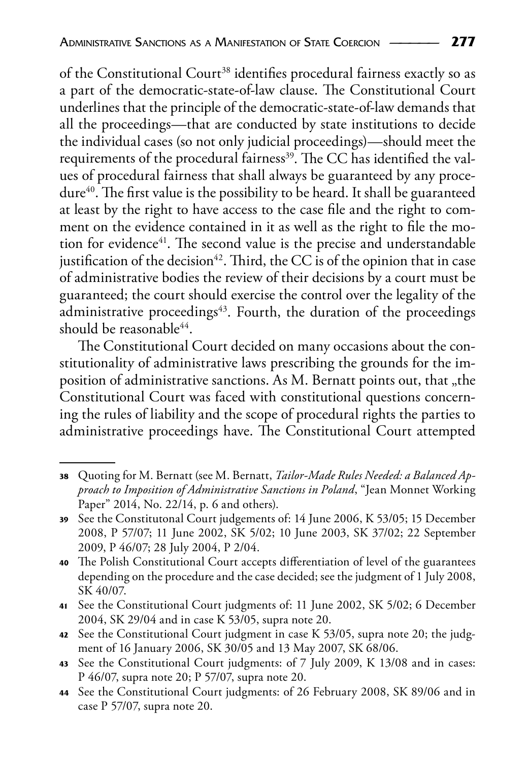of the Constitutional Court[38] identifies procedural fairness exactly so as a part of the democratic-state-of-law clause. The Constitutional Court underlines that the principle of the democratic-state-of-law demands that all the proceedings—that are conducted by state institutions to decide the individual cases (so not only judicial proceedings)—should meet the requirements of the procedural fairness[39]. The CC has identified the values of procedural fairness that shall always be guaranteed by any procedure[40]. The first value is the possibility to be heard. It shall be guaranteed at least by the right to have access to the case file and the right to comment on the evidence contained in it as well as the right to file the motion for evidence[41]. The second value is the precise and understandable justification of the decision[42]. Third, the CC is of the opinion that in case of administrative bodies the review of their decisions by a court must be guaranteed; the court should exercise the control over the legality of the administrative proceedings[43]. Fourth, the duration of the proceedings should be reasonable[44].

The Constitutional Court decided on many occasions about the constitutionality of administrative laws prescribing the grounds for the imposition of administrative sanctions. As M. Bernatt points out, that „the Constitutional Court was faced with constitutional questions concerning the rules of liability and the scope of procedural rights the parties to administrative proceedings have. The Constitutional Court attempted

---

38 Quoting for M. Bernatt (see M. Bernatt, *Tailor-Made Rules Needed: a Balanced Approach to Imposition of Administrative Sanctions in Poland*, "Jean Monnet Working Paper" 2014, No. 22/14, p. 6 and others).

39 See the Constitutonal Court judgements of: 14 June 2006, K 53/05; 15 December 2008, P 57/07; 11 June 2002, SK 5/02; 10 June 2003, SK 37/02; 22 September 2009, P 46/07; 28 July 2004, P 2/04.

40 The Polish Constitutional Court accepts differentiation of level of the guarantees depending on the procedure and the case decided; see the judgment of 1 July 2008, SK 40/07.

41 See the Constitutional Court judgments of: 11 June 2002, SK 5/02; 6 December 2004, SK 29/04 and in case K 53/05, supra note 20.

42 See the Constitutional Court judgment in case K 53/05, supra note 20; the judgment of 16 January 2006, SK 30/05 and 13 May 2007, SK 68/06.

43 See the Constitutional Court judgments: of 7 July 2009, K 13/08 and in cases: P 46/07, supra note 20; P 57/07, supra note 20.

44 See the Constitutional Court judgments: of 26 February 2008, SK 89/06 and in case P 57/07, supra note 20.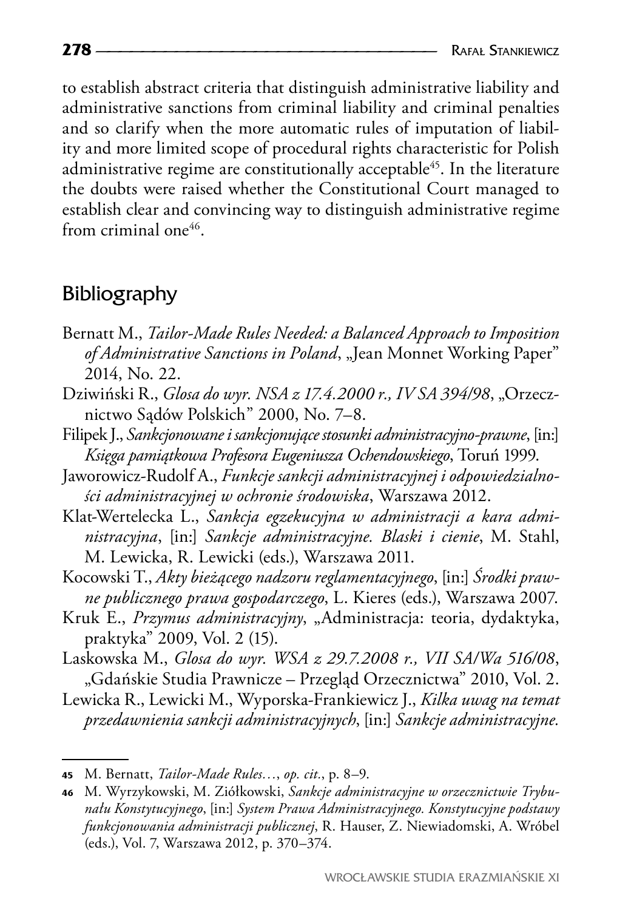to establish abstract criteria that distinguish administrative liability and administrative sanctions from criminal liability and criminal penalties and so clarify when the more automatic rules of imputation of liability and more limited scope of procedural rights characteristic for Polish administrative regime are constitutionally acceptable[45]. In the literature the doubts were raised whether the Constitutional Court managed to establish clear and convincing way to distinguish administrative regime from criminal one[46].

## Bibliography

Bernatt M., *Tailor-Made Rules Needed: a Balanced Approach to Imposition of Administrative Sanctions in Poland*, „Jean Monnet Working Paper" 2014, No. 22.

Dziwiński R., *Glosa do wyr. NSA z 17.4.2000 r., IV SA 394/98*, „Orzecznictwo Sądów Polskich" 2000, No. 7–8.

Filipek J., *Sankcjonowane i sankcjonujące stosunki administracyjno-prawne*, [in:] *Księga pamiątkowa Profesora Eugeniusza Ochendowskiego*, Toruń 1999.

Jaworowicz-Rudolf A., *Funkcje sankcji administracyjnej i odpowiedzialności administracyjnej w ochronie środowiska*, Warszawa 2012.

Klat-Wertelecka L., *Sankcja egzekucyjna w administracji a kara administracyjna*, [in:] *Sankcje administracyjne. Blaski i cienie*, M. Stahl, M. Lewicka, R. Lewicki (eds.), Warszawa 2011.

Kocowski T., *Akty bieżącego nadzoru reglamentacyjnego*, [in:] *Środki prawne publicznego prawa gospodarczego*, L. Kieres (eds.), Warszawa 2007.

Kruk E., *Przymus administracyjny*, „Administracja: teoria, dydaktyka, praktyka" 2009, Vol. 2 (15).

Laskowska M., *Glosa do wyr. WSA z 29.7.2008 r., VII SA/Wa 516/08*, „Gdańskie Studia Prawnicze – Przegląd Orzecznictwa" 2010, Vol. 2.

Lewicka R., Lewicki M., Wyporska-Frankiewicz J., *Kilka uwag na temat przedawnienia sankcji administracyjnych*, [in:] *Sankcje administracyjne.*

---

45 M. Bernatt, *Tailor-Made Rules…*, *op. cit.*, p. 8–9.

46 M. Wyrzykowski, M. Ziółkowski, *Sankcje administracyjne w orzecznictwie Trybunału Konstytucyjnego*, [in:] *System Prawa Administracyjnego. Konstytucyjne podstawy funkcjonowania administracji publicznej*, R. Hauser, Z. Niewiadomski, A. Wróbel (eds.), Vol. 7, Warszawa 2012, p. 370–374.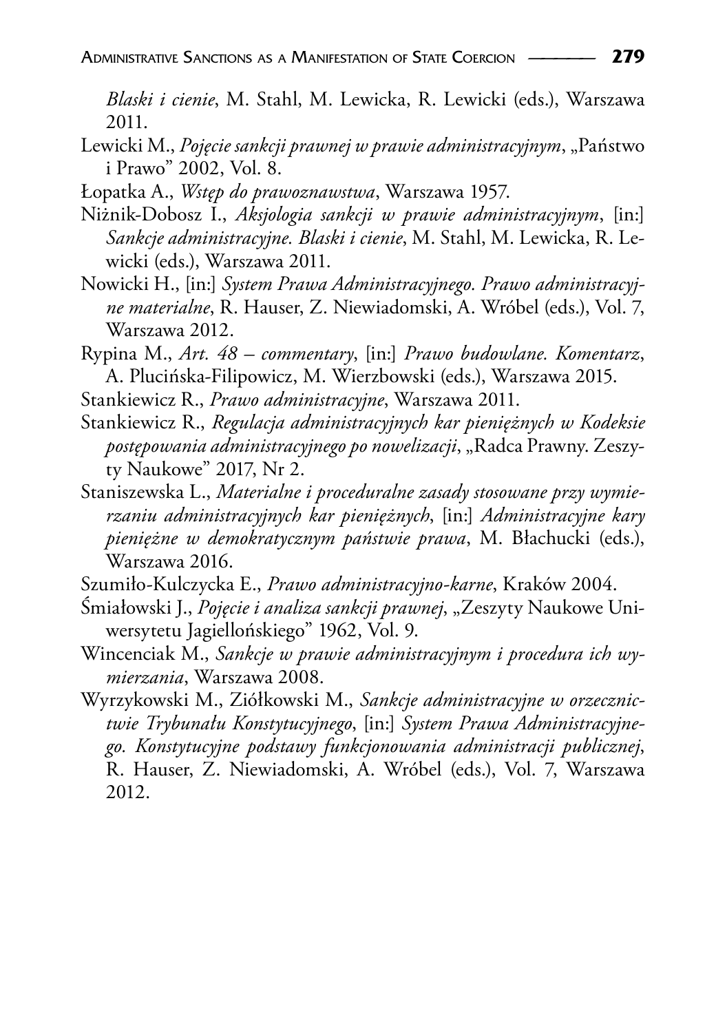*Blaski i cienie*, M. Stahl, M. Lewicka, R. Lewicki (eds.), Warszawa 2011.

Lewicki M., *Pojęcie sankcji prawnej w prawie administracyjnym*, „Państwo i Prawo" 2002, Vol. 8.

Łopatka A., *Wstęp do prawoznawstwa*, Warszawa 1957.

Niżnik-Dobosz I., *Aksjologia sankcji w prawie administracyjnym*, [in:] *Sankcje administracyjne. Blaski i cienie*, M. Stahl, M. Lewicka, R. Lewicki (eds.), Warszawa 2011.

Nowicki H., [in:] *System Prawa Administracyjnego. Prawo administracyjne materialne*, R. Hauser, Z. Niewiadomski, A. Wróbel (eds.), Vol. 7, Warszawa 2012.

Rypina M., *Art. 48 – commentary*, [in:] *Prawo budowlane. Komentarz*, A. Plucińska-Filipowicz, M. Wierzbowski (eds.), Warszawa 2015.

Stankiewicz R., *Prawo administracyjne*, Warszawa 2011.

Stankiewicz R., *Regulacja administracyjnych kar pieniężnych w Kodeksie postępowania administracyjnego po nowelizacji*, „Radca Prawny. Zeszyty Naukowe" 2017, Nr 2.

Staniszewska L., *Materialne i proceduralne zasady stosowane przy wymierzaniu administracyjnych kar pieniężnych*, [in:] *Administracyjne kary pieniężne w demokratycznym państwie prawa*, M. Błachucki (eds.), Warszawa 2016.

Szumiło-Kulczycka E., *Prawo administracyjno-karne*, Kraków 2004.

Śmiałowski J., *Pojęcie i analiza sankcji prawnej*, „Zeszyty Naukowe Uniwersytetu Jagiellońskiego" 1962, Vol. 9.

Wincenciak M., *Sankcje w prawie administracyjnym i procedura ich wymierzania*, Warszawa 2008.

Wyrzykowski M., Ziółkowski M., *Sankcje administracyjne w orzecznictwie Trybunału Konstytucyjnego*, [in:] *System Prawa Administracyjnego. Konstytucyjne podstawy funkcjonowania administracji publicznej*, R. Hauser, Z. Niewiadomski, A. Wróbel (eds.), Vol. 7, Warszawa 2012.